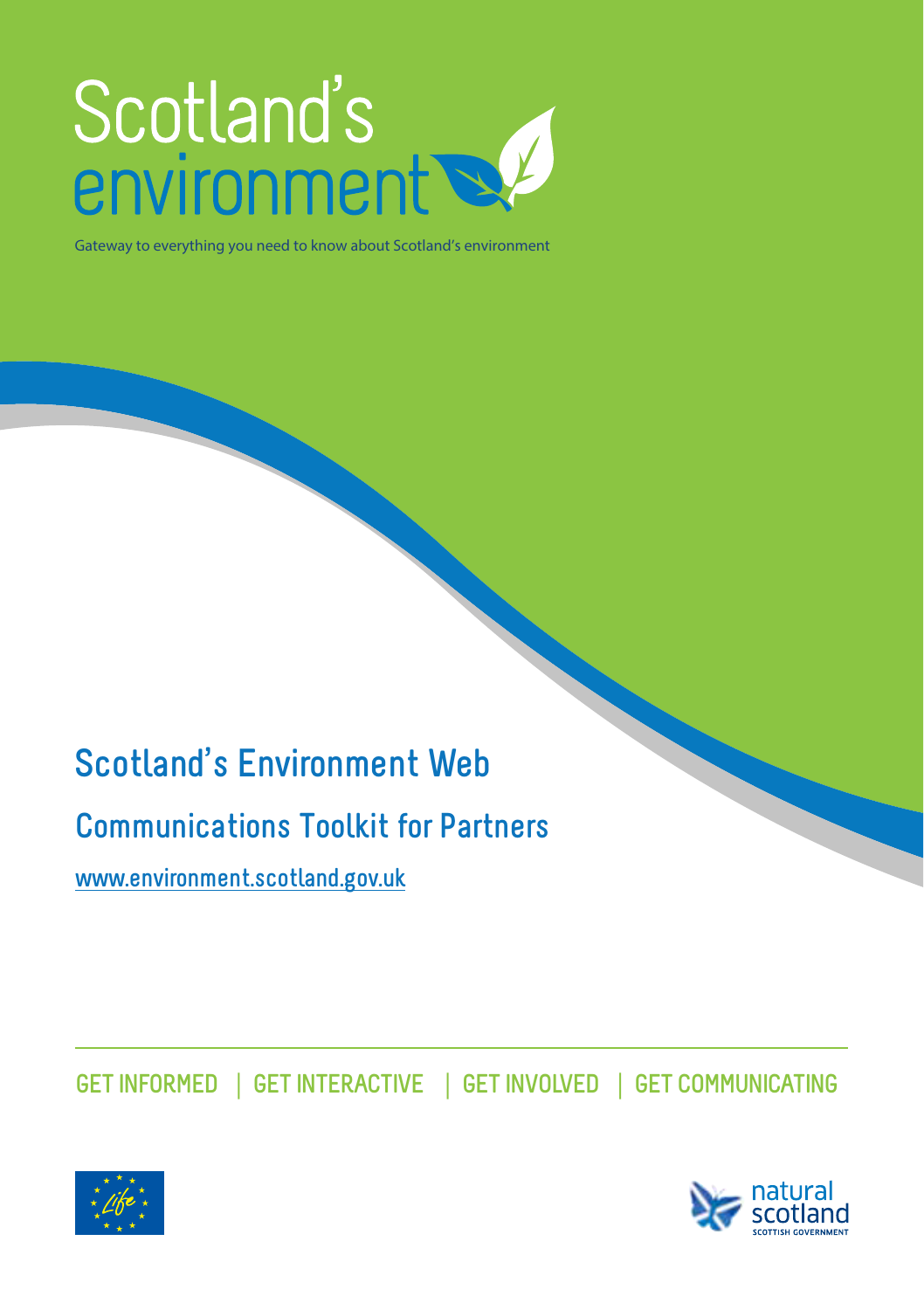# Scotland's environment

Gateway to everything you need to know about Scotland's environment

## Scotland's Environment Web

## Communications Toolkit for Partners

www.environment.scotland.gov.uk

GET INFORMED | GET INTERACTIVE | GET INVOLVED | GET COMMUNICATING

natural scotland
SCOTTISH GOVERNMENT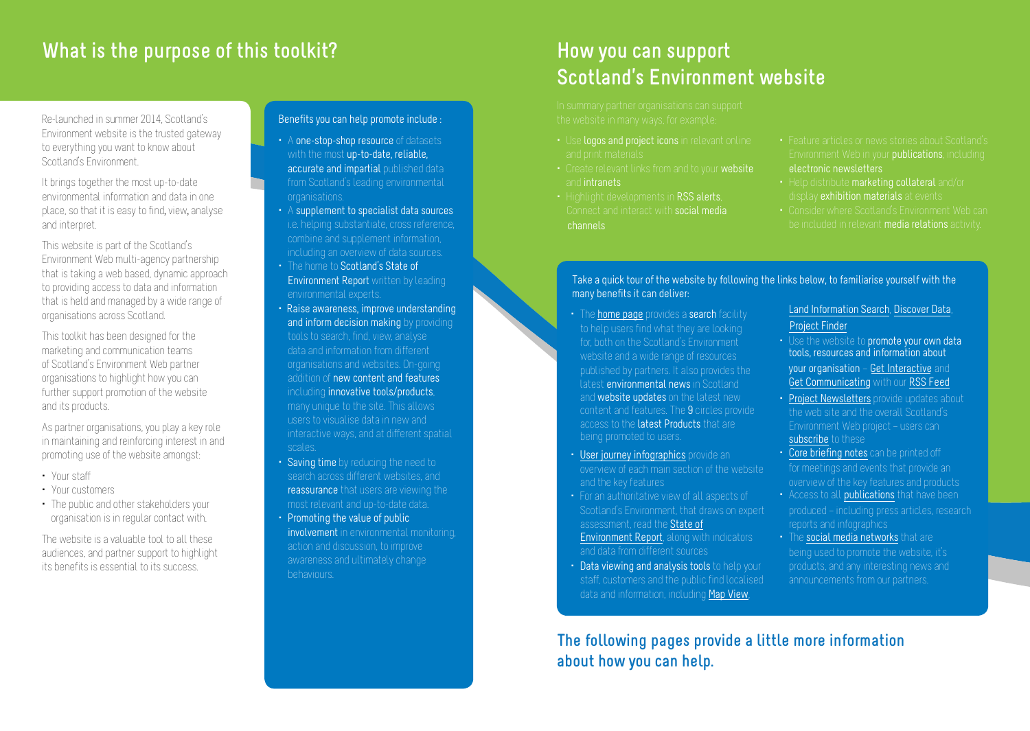## What is the purpose of this toolkit?

Re-launched in summer 2014, Scotland's Environment website is the trusted gateway to everything you want to know about Scotland's Environment.

It brings together the most up-to-date environmental information and data in one place, so that it is easy to find, view, analyse and interpret.

This website is part of the Scotland's Environment Web multi-agency partnership that is taking a web based, dynamic approach to providing access to data and information that is held and managed by a wide range of organisations across Scotland.

This toolkit has been designed for the marketing and communication teams of Scotland's Environment Web partner organisations to highlight how you can further support promotion of the website and its products.

As partner organisations, you play a key role in maintaining and reinforcing interest in and promoting use of the website amongst:

- Your staff
- Your customers
- The public and other stakeholders your organisation is in regular contact with.

The website is a valuable tool to all these audiences, and partner support to highlight its benefits is essential to its success.

Benefits you can help promote include :

- A **one-stop-shop resource** of datasets with the most **up-to-date, reliable, accurate and impartial** published data from Scotland's leading environmental organisations.
- A **supplement to specialist data sources** i.e. helping substantiate, cross reference, combine and supplement information, including an overview of data sources.
- The home to **Scotland's State of Environment Report** written by leading environmental experts.
- **Raise awareness, improve understanding and inform decision making** by providing tools to search, find, view, analyse data and information from different organisations and websites. On-going addition of **new content and features** including **innovative tools/products**, many unique to the site. This allows users to visualise data in new and interactive ways, and at different spatial scales.
- **Saving time** by reducing the need to search across different websites, and **reassurance** that users are viewing the most relevant and up-to-date data.
- **Promoting the value of public involvement** in environmental monitoring, action and discussion, to improve awareness and ultimately change behaviours.

## How you can support Scotland's Environment website

In summary partner organisations can support the website in many ways, for example:

- Use **logos and project icons** in relevant online and print materials
- Create relevant links from and to your **website** and **intranets**
- Highlight developments in **RSS alerts**. Connect and interact with **social media channels**
- Feature articles or news stories about Scotland's Environment Web in your **publications**, including **electronic newsletters**
- Help distribute **marketing collateral** and/or display **exhibition materials** at events
- Consider where Scotland's Environment Web can be included in relevant **media relations** activity.

Take a quick tour of the website by following the links below, to familiarise yourself with the many benefits it can deliver:

- The home page provides a **search** facility to help users find what they are looking for, both on the Scotland's Environment website and a wide range of resources published by partners. It also provides the latest **environmental news** in Scotland and **website updates** on the latest new content and features. The **9** circles provide access to the **latest Products** that are being promoted to users.
- User journey infographics provide an overview of each main section of the website and the key features
- For an authoritative view of all aspects of Scotland's Environment, that draws on expert assessment, read the State of Environment Report, along with indicators and data from different sources
- **Data viewing and analysis tools** to help your staff, customers and the public find localised data and information, including Map View, Land Information Search, Discover Data, Project Finder
- Use the website to **promote your own data tools, resources and information about your organisation** – Get Interactive and Get Communicating with our RSS Feed
- Project Newsletters provide updates about the web site and the overall Scotland's Environment Web project – users can subscribe to these
- Core briefing notes can be printed off for meetings and events that provide an overview of the key features and products
- Access to all publications that have been produced – including press articles, research reports and infographics
- The social media networks that are being used to promote the website, it's products, and any interesting news and announcements from our partners.

**The following pages provide a little more information about how you can help.**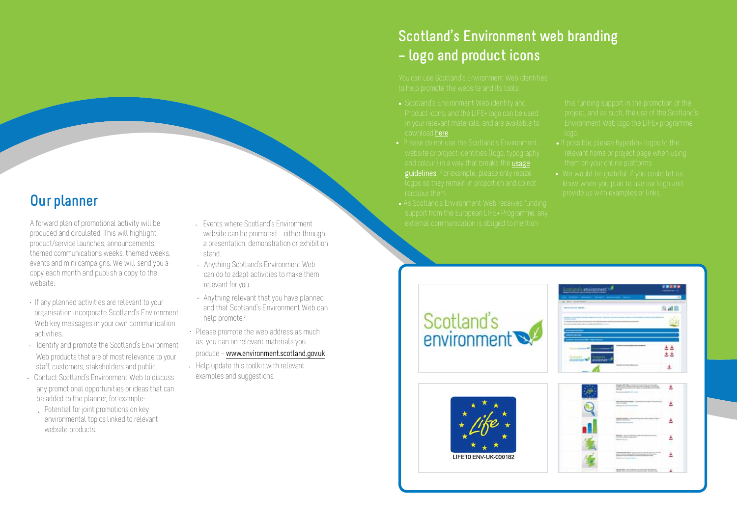## Our planner

A forward plan of promotional activity will be produced and circulated. This will highlight product/service launches, announcements, themed communications weeks, themed weeks, events and mini campaigns. We will send you a copy each month and publish a copy to the website:

- If any planned activities are relevant to your organisation incorporate Scotland's Environment Web key messages in your own communication activities.
- Identify and promote the Scotland's Environment Web products that are of most relevance to your staff, customers, stakeholders and public.
- Contact Scotland's Environment Web to discuss any promotional opportunities or ideas that can be added to the planner, for example:
  - Potential for joint promotions on key environmental topics linked to relevant website products.
  - Events where Scotland's Environment website can be promoted – either through a presentation, demonstration or exhibition stand.
  - Anything Scotland's Environment Web can do to adapt activities to make them relevant for you
  - Anything relevant that you have planned and that Scotland's Environment Web can help promote?
- Please promote the web address as much as you can on relevant materials you produce – www.environment.scotland.gov.uk
- Help update this toolkit with relevant examples and suggestions.

## Scotland's Environment web branding – logo and product icons

You can use Scotland's Environment Web identities to help promote the website and its tools:

- Scotland's Environment Web identity and Product icons, and the LIFE+ logo can be used in your relevant materials, and are available to download here
- Please do not use the Scotland's Environment website or project identities (logo, typography and colour) in a way that breaks the usage guidelines. For example, please only resize logos so they remain in proportion and do not recolour them
- As Scotland's Environment Web receives funding support from the European LIFE+ Programme, any external communication is obliged to mention this funding support in the promotion of the project, and as such, the use of the Scotland's Environment Web logo the LIFE+ programme logo.
- If possible, please hyperlink logos to the relevant home or project page when using them on your online platforms
- We would be grateful if you could let us know when you plan to use our logo and provide us with examples or links.

Scotland's environment

LIFE10 ENV-UK-000182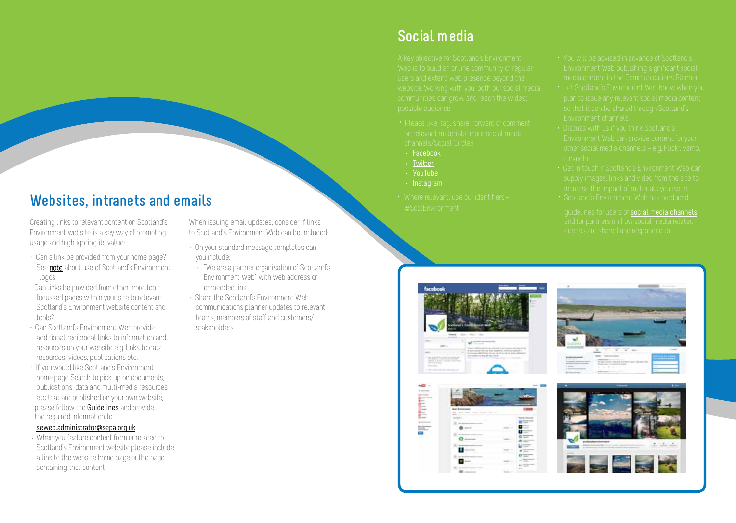## Websites, intranets and emails

Creating links to relevant content on Scotland's Environment website is a key way of promoting usage and highlighting its value:

- Can a link be provided from your home page? See note about use of Scotland's Environment logos
- Can links be provided from other more topic focussed pages within your site to relevant Scotland's Environment website content and tools?
- Can Scotland's Environment Web provide additional reciprocal links to information and resources on your website e.g. links to data resources, videos, publications etc.
- If you would like Scotland's Environment home page Search to pick up on documents, publications, data and multi-media resources etc that are published on your own website, please follow the Guidelines and provide the required information to seweb.administrator@sepa.org.uk
- When you feature content from or related to Scotland's Environment website please include a link to the website home page or the page containing that content.

When issuing email updates, consider if links to Scotland's Environment Web can be included:

- On your standard message templates can you include:
  - "We are a partner organisation of Scotland's Environment Web" with web address or embedded link
- Share the Scotland's Environment Web communications planner updates to relevant teams, members of staff and customers/ stakeholders.

## Social media

A key objective for Scotland's Environment Web is to build an online community of regular users and extend web presence beyond the website. Working with you, both our social media communities can grow, and reach the widest possible audience.

- Please like, tag, share, forward or comment on relevant materials in our social media channels/Social Circles
  - Facebook
  - Twitter
  - YouTube
  - Instagram
- Where relevant, use our identifiers – #ScotEnvironment
- You will be advised in advance of Scotland's Environment Web publishing significant social media content in the Communications Planner
- Let Scotland's Environment Web know when you plan to issue any relevant social media content so that it can be shared through Scotland's Environment channels
- Discuss with us if you think Scotland's Environment Web can provide content for your other social media channels – e.g. Flickr, Vemo, LinkedIn
- Get in touch if Scotland's Environment Web can supply images, links and video from the site to increase the impact of materials you issue
- Scotland's Environment Web has produced guidelines for users of social media channels and for partners on how social media related queries are shared and responded to.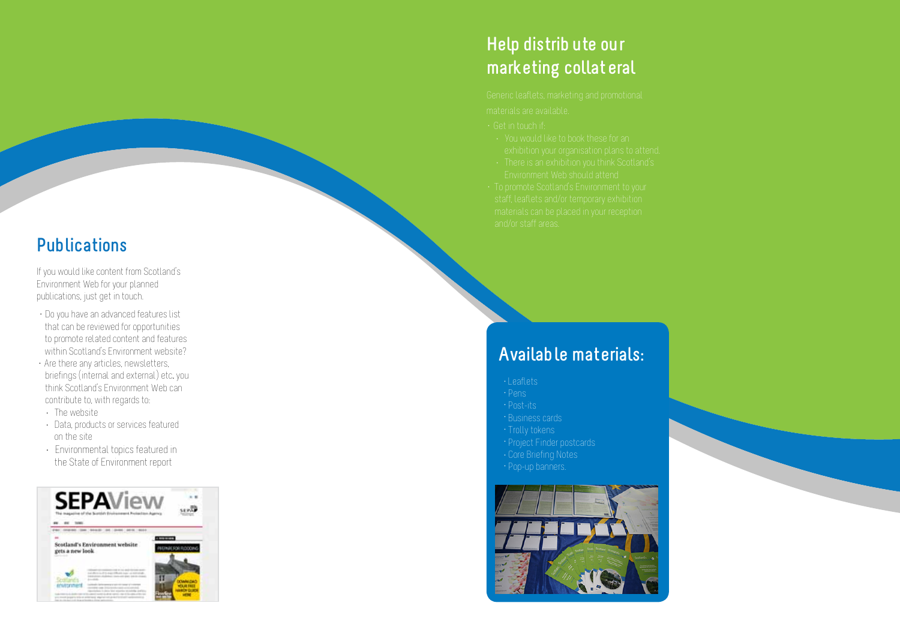## Publications

If you would like content from Scotland's Environment Web for your planned publications, just get in touch.

- Do you have an advanced features list that can be reviewed for opportunities to promote related content and features within Scotland's Environment website?
- Are there any articles, newsletters, briefings (internal and external) etc. you think Scotland's Environment Web can contribute to, with regards to:
  - The website
  - Data, products or services featured on the site
  - Environmental topics featured in the State of Environment report

## Help distribute our marketing collateral

Generic leaflets, marketing and promotional materials are available.

- Get in touch if:
  - You would like to book these for an exhibition your organisation plans to attend.
  - There is an exhibition you think Scotland's Environment Web should attend
- To promote Scotland's Environment to your staff, leaflets and/or temporary exhibition materials can be placed in your reception and/or staff areas.

## Available materials:

- Leaflets
- Pens
- Post-its
- Business cards
- Trolly tokens
- Project Finder postcards
- Core Briefing Notes
- Pop-up banners.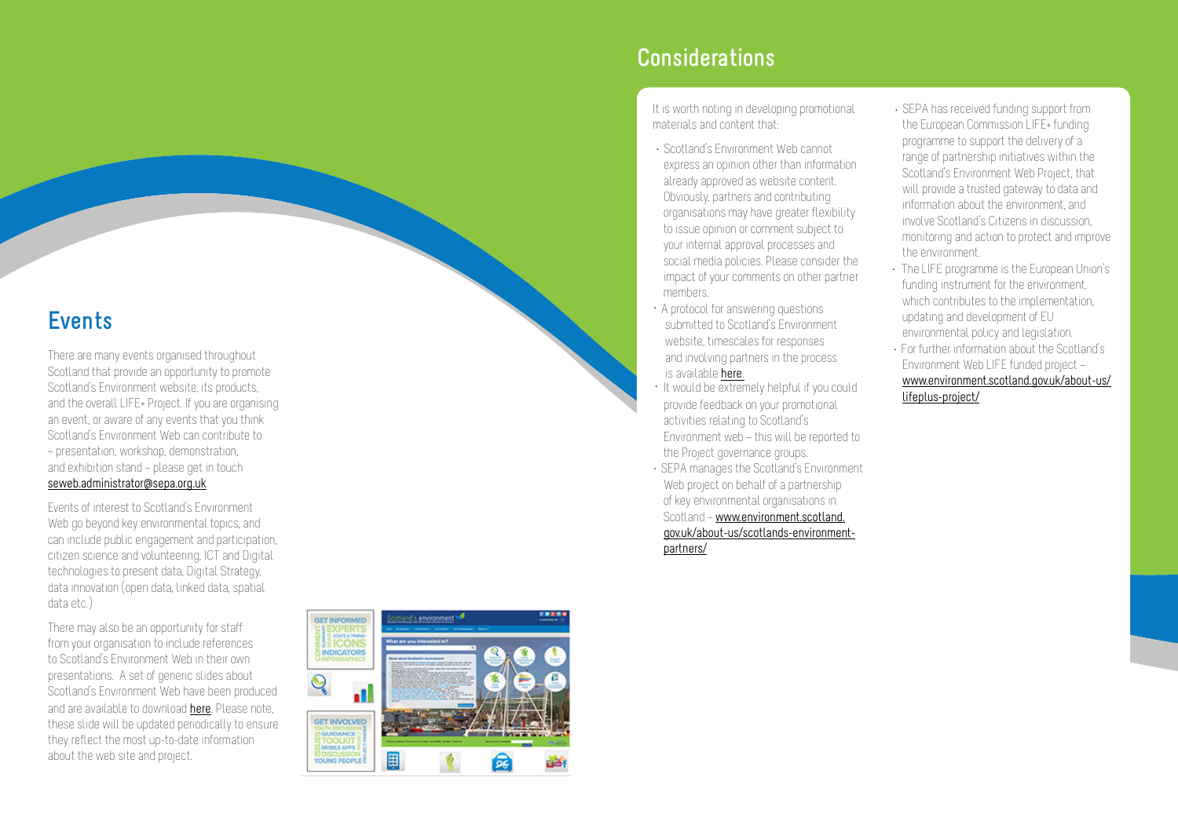## Events

There are many events organised throughout Scotland that provide an opportunity to promote Scotland's Environment website, its products, and the overall LIFE+ Project. If you are organising an event, or aware of any events that you think Scotland's Environment Web can contribute to – presentation, workshop, demonstration, and exhibition stand – please get in touch seweb.administrator@sepa.org.uk

Events of interest to Scotland's Environment Web go beyond key environmental topics, and can include public engagement and participation, citizen science and volunteering, ICT and Digital technologies to present data, Digital Strategy, data innovation (open data, linked data, spatial data etc.)

There may also be an opportunity for staff from your organisation to include references to Scotland's Environment Web in their own presentations. A set of generic slides about Scotland's Environment Web have been produced and are available to download here. Please note, these slide will be updated periodically to ensure they reflect the most up-to-date information about the web site and project.

## Considerations

It is worth noting in developing promotional materials and content that:

- Scotland's Environment Web cannot express an opinion other than information already approved as website content. Obviously, partners and contributing organisations may have greater flexibility to issue opinion or comment subject to your internal approval processes and social media policies. Please consider the impact of your comments on other partner members.
- A protocol for answering questions submitted to Scotland's Environment website, timescales for responses and involving partners in the process is available here.
- It would be extremely helpful if you could provide feedback on your promotional activities relating to Scotland's Environment web – this will be reported to the Project governance groups.
- SEPA manages the Scotland's Environment Web project on behalf of a partnership of key environmental organisations in Scotland – www.environment.scotland.gov.uk/about-us/scotlands-environment-partners/
- SEPA has received funding support from the European Commission LIFE+ funding programme to support the delivery of a range of partnership initiatives within the Scotland's Environment Web Project, that will provide a trusted gateway to data and information about the environment, and involve Scotland's Citizens in discussion, monitoring and action to protect and improve the environment.
- The LIFE programme is the European Union's funding instrument for the environment, which contributes to the implementation, updating and development of EU environmental policy and legislation.
- For further information about the Scotland's Environment Web LIFE funded project – www.environment.scotland.gov.uk/about-us/lifeplus-project/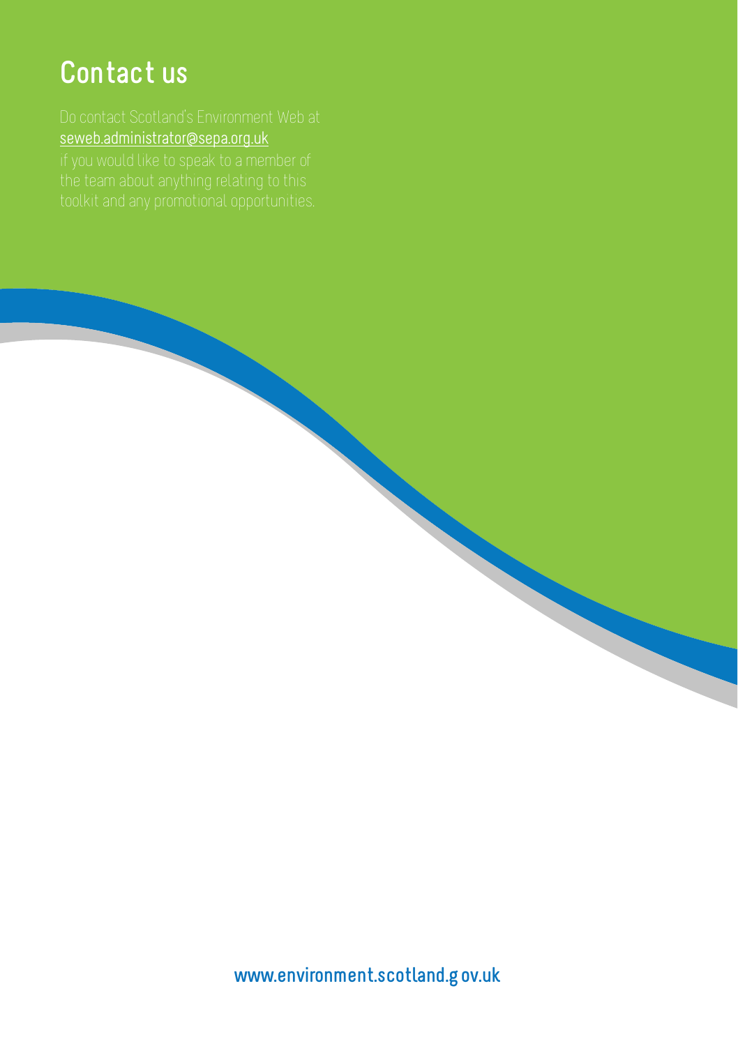# Contact us

Do contact Scotland's Environment Web at seweb.administrator@sepa.org.uk if you would like to speak to a member of the team about anything relating to this toolkit and any promotional opportunities.

www.environment.scotland.gov.uk